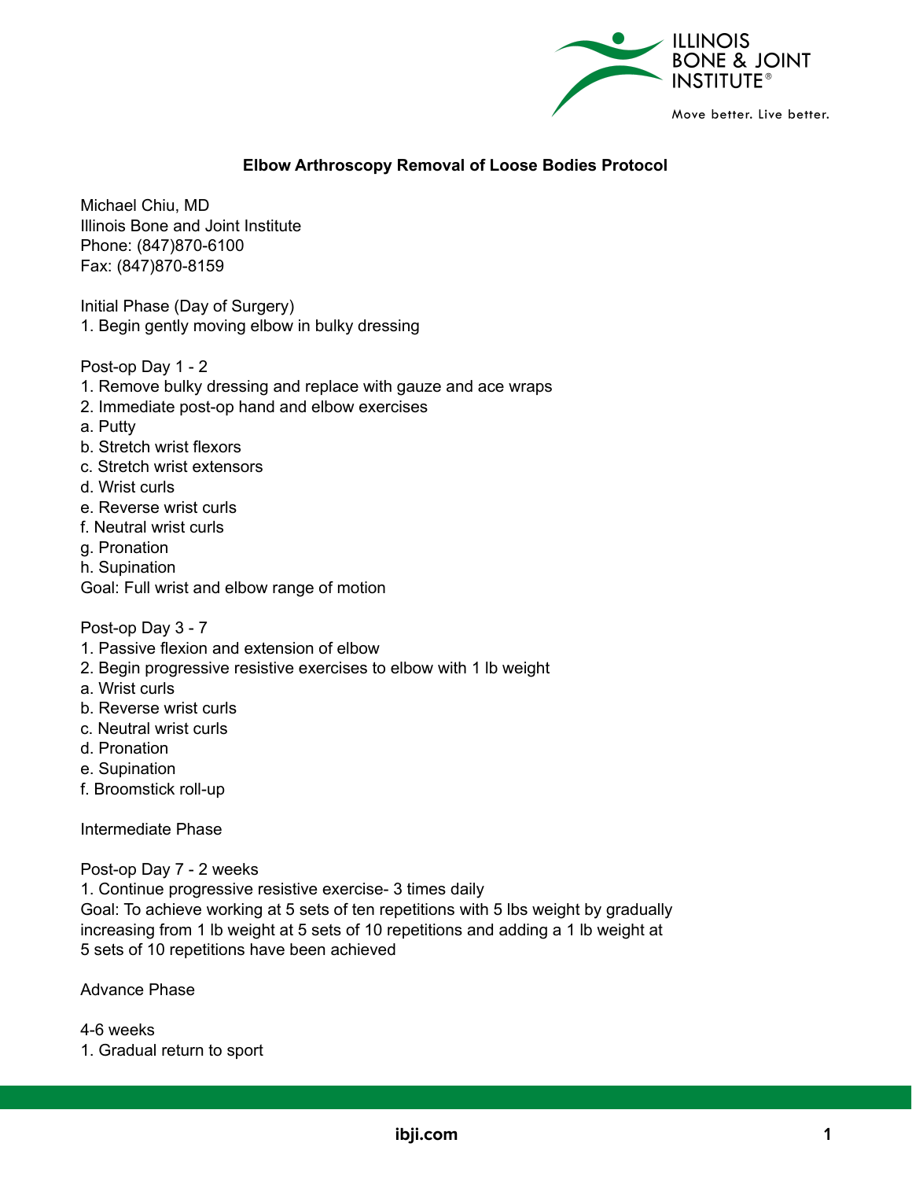# Elbow Arthroscopy Removal of Loose Bodies Protocol

Michael Chiu, MD
Illinois Bone and Joint Institute
Phone: (847)870-6100
Fax: (847)870-8159

Initial Phase (Day of Surgery)
1. Begin gently moving elbow in bulky dressing

Post-op Day 1 - 2
1. Remove bulky dressing and replace with gauze and ace wraps
2. Immediate post-op hand and elbow exercises
a. Putty
b. Stretch wrist flexors
c. Stretch wrist extensors
d. Wrist curls
e. Reverse wrist curls
f. Neutral wrist curls
g. Pronation
h. Supination
Goal: Full wrist and elbow range of motion

Post-op Day 3 - 7
1. Passive flexion and extension of elbow
2. Begin progressive resistive exercises to elbow with 1 lb weight
a. Wrist curls
b. Reverse wrist curls
c. Neutral wrist curls
d. Pronation
e. Supination
f. Broomstick roll-up

Intermediate Phase

Post-op Day 7 - 2 weeks
1. Continue progressive resistive exercise- 3 times daily
Goal: To achieve working at 5 sets of ten repetitions with 5 lbs weight by gradually increasing from 1 lb weight at 5 sets of 10 repetitions and adding a 1 lb weight at 5 sets of 10 repetitions have been achieved

Advance Phase

4-6 weeks
1. Gradual return to sport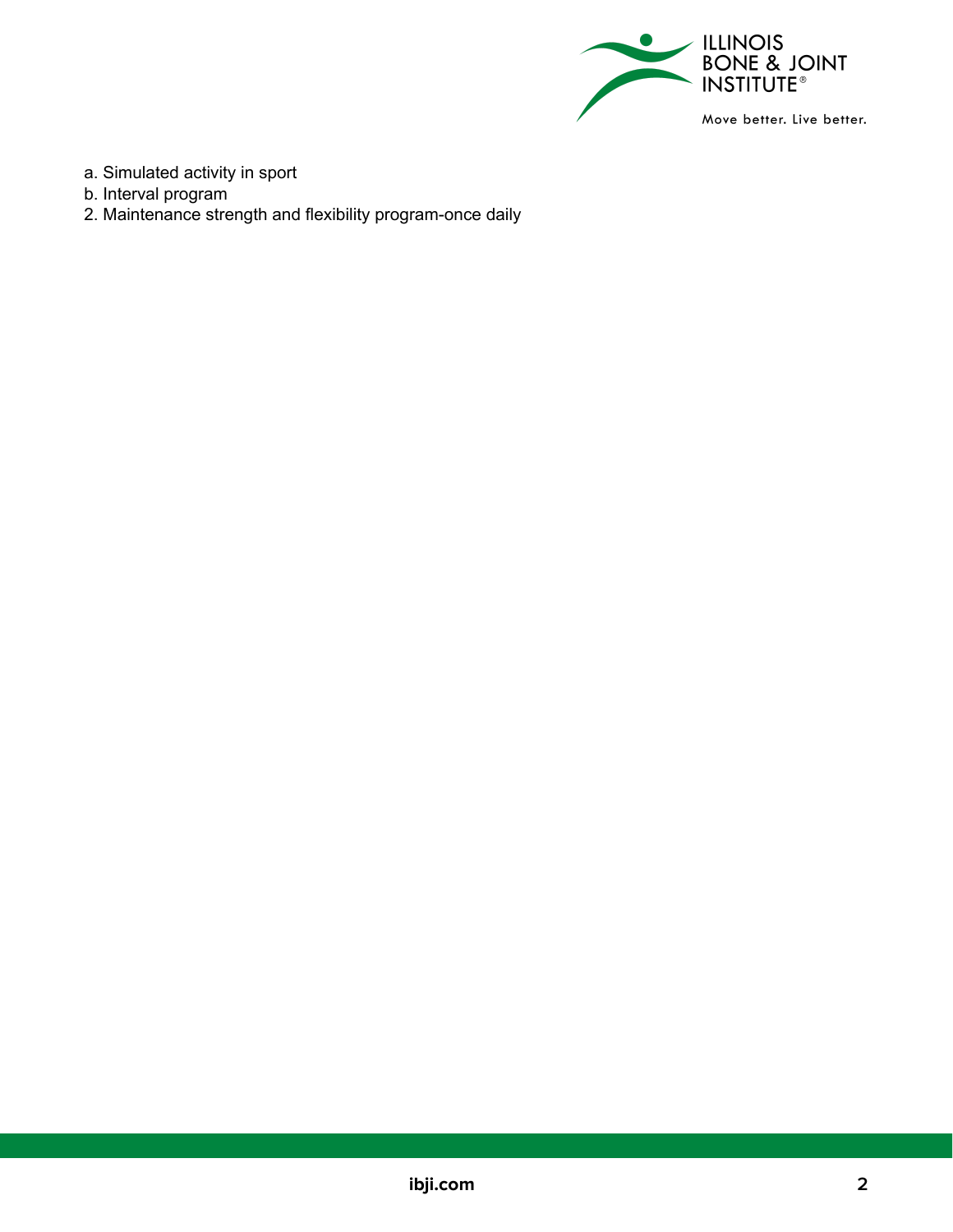a. Simulated activity in sport
b. Interval program
2. Maintenance strength and flexibility program-once daily